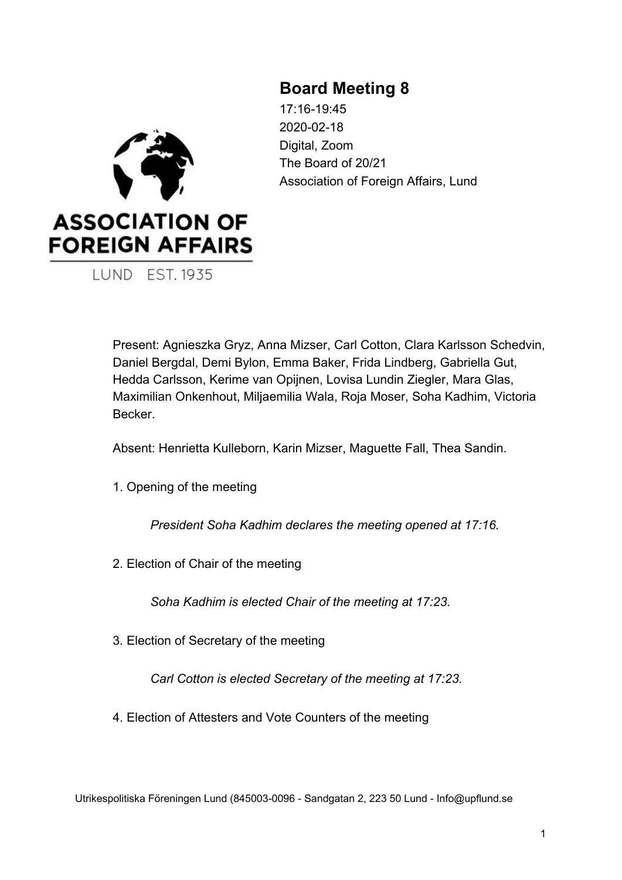# Board Meeting 8

17:16-19:45
2020-02-18
Digital, Zoom
The Board of 20/21
Association of Foreign Affairs, Lund

Present: Agnieszka Gryz, Anna Mizser, Carl Cotton, Clara Karlsson Schedvin, Daniel Bergdal, Demi Bylon, Emma Baker, Frida Lindberg, Gabriella Gut, Hedda Carlsson, Kerime van Opijnen, Lovisa Lundin Ziegler, Mara Glas, Maximilian Onkenhout, Miljaemilia Wala, Roja Moser, Soha Kadhim, Victoria Becker.

Absent: Henrietta Kulleborn, Karin Mizser, Maguette Fall, Thea Sandin.

1. Opening of the meeting

    *President Soha Kadhim declares the meeting opened at 17:16.*

2. Election of Chair of the meeting

    *Soha Kadhim is elected Chair of the meeting at 17:23.*

3. Election of Secretary of the meeting

    *Carl Cotton is elected Secretary of the meeting at 17:23.*

4. Election of Attesters and Vote Counters of the meeting

Utrikespolitiska Föreningen Lund (845003-0096 - Sandgatan 2, 223 50 Lund - Info@upflund.se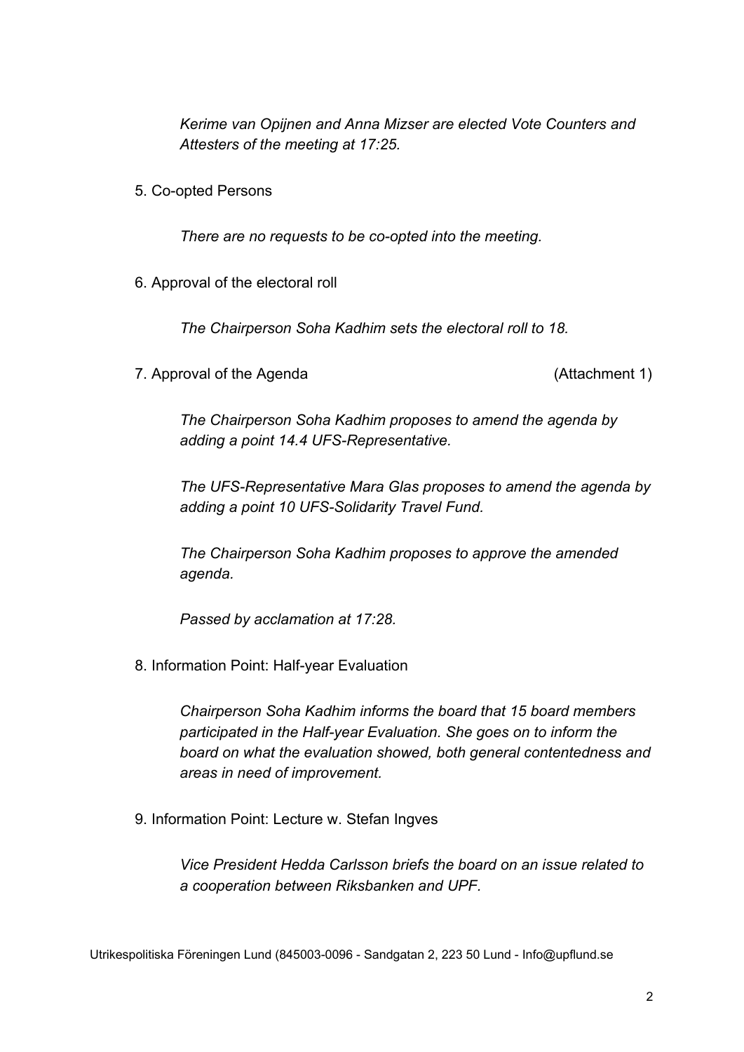*Kerime van Opijnen and Anna Mizser are elected Vote Counters and Attesters of the meeting at 17:25.*

5. Co-opted Persons

*There are no requests to be co-opted into the meeting.*

6. Approval of the electoral roll

*The Chairperson Soha Kadhim sets the electoral roll to 18.*

7. Approval of the Agenda (Attachment 1)

*The Chairperson Soha Kadhim proposes to amend the agenda by adding a point 14.4 UFS-Representative.*

*The UFS-Representative Mara Glas proposes to amend the agenda by adding a point 10 UFS-Solidarity Travel Fund.*

*The Chairperson Soha Kadhim proposes to approve the amended agenda.*

*Passed by acclamation at 17:28.*

8. Information Point: Half-year Evaluation

*Chairperson Soha Kadhim informs the board that 15 board members participated in the Half-year Evaluation. She goes on to inform the board on what the evaluation showed, both general contentedness and areas in need of improvement.*

9. Information Point: Lecture w. Stefan Ingves

*Vice President Hedda Carlsson briefs the board on an issue related to a cooperation between Riksbanken and UPF.*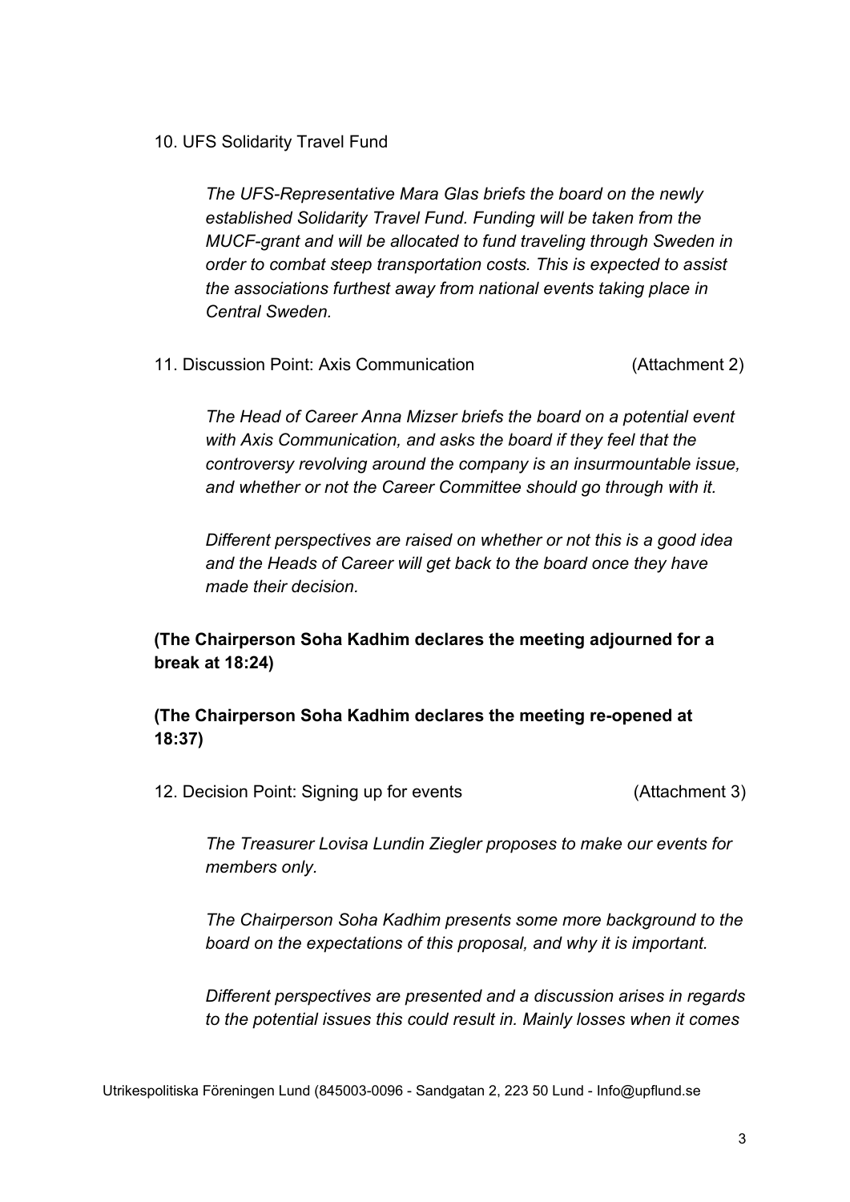10. UFS Solidarity Travel Fund

*The UFS-Representative Mara Glas briefs the board on the newly established Solidarity Travel Fund. Funding will be taken from the MUCF-grant and will be allocated to fund traveling through Sweden in order to combat steep transportation costs. This is expected to assist the associations furthest away from national events taking place in Central Sweden.*

11. Discussion Point: Axis Communication (Attachment 2)

*The Head of Career Anna Mizser briefs the board on a potential event with Axis Communication, and asks the board if they feel that the controversy revolving around the company is an insurmountable issue, and whether or not the Career Committee should go through with it.*

*Different perspectives are raised on whether or not this is a good idea and the Heads of Career will get back to the board once they have made their decision.*

**(The Chairperson Soha Kadhim declares the meeting adjourned for a break at 18:24)**

**(The Chairperson Soha Kadhim declares the meeting re-opened at 18:37)**

12. Decision Point: Signing up for events (Attachment 3)

*The Treasurer Lovisa Lundin Ziegler proposes to make our events for members only.*

*The Chairperson Soha Kadhim presents some more background to the board on the expectations of this proposal, and why it is important.*

*Different perspectives are presented and a discussion arises in regards to the potential issues this could result in. Mainly losses when it comes*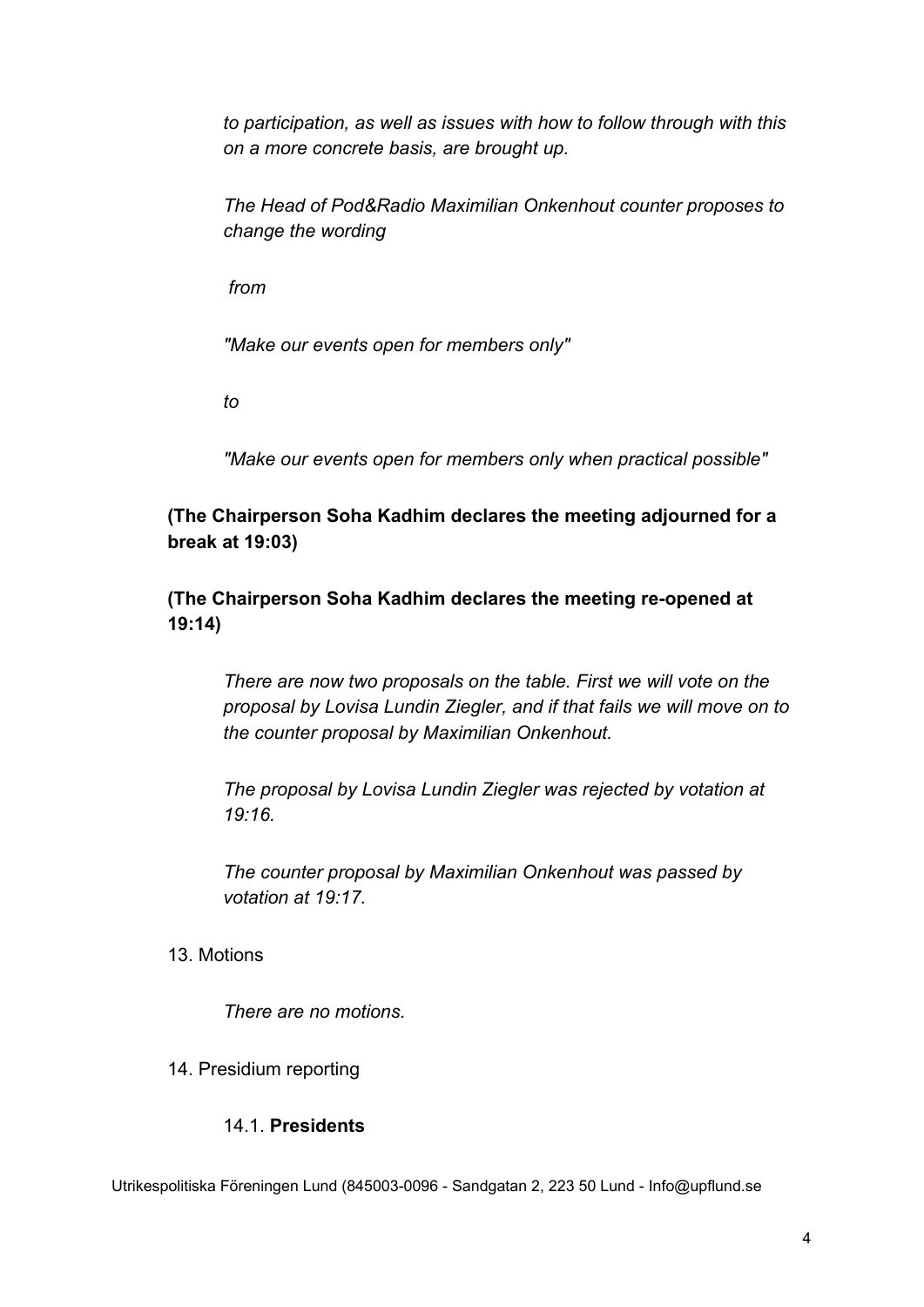*to participation, as well as issues with how to follow through with this on a more concrete basis, are brought up.*

*The Head of Pod&Radio Maximilian Onkenhout counter proposes to change the wording*

*from*

*"Make our events open for members only"*

*to*

*"Make our events open for members only when practical possible"*

**(The Chairperson Soha Kadhim declares the meeting adjourned for a break at 19:03)**

**(The Chairperson Soha Kadhim declares the meeting re-opened at 19:14)**

*There are now two proposals on the table. First we will vote on the proposal by Lovisa Lundin Ziegler, and if that fails we will move on to the counter proposal by Maximilian Onkenhout.*

*The proposal by Lovisa Lundin Ziegler was rejected by votation at 19:16.*

*The counter proposal by Maximilian Onkenhout was passed by votation at 19:17.*

13. Motions

*There are no motions.*

14. Presidium reporting

14.1. **Presidents**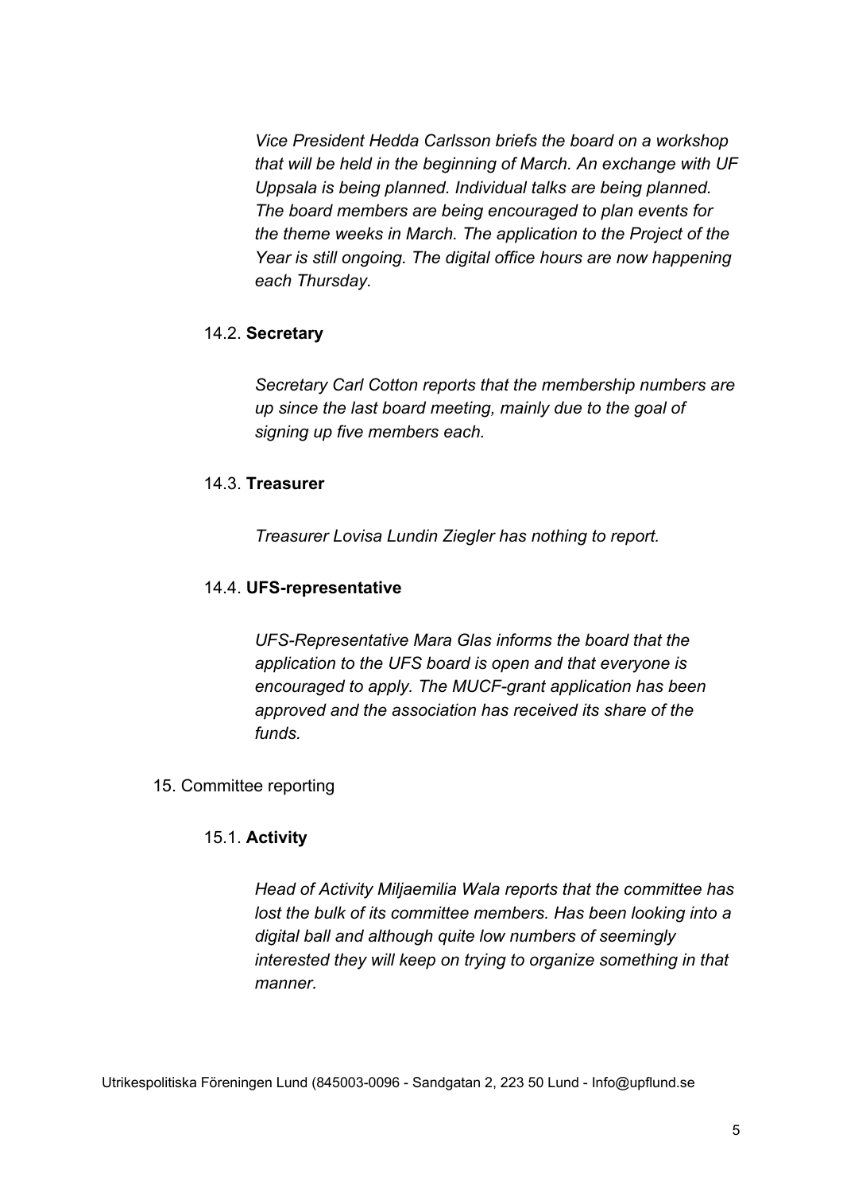*Vice President Hedda Carlsson briefs the board on a workshop that will be held in the beginning of March. An exchange with UF Uppsala is being planned. Individual talks are being planned. The board members are being encouraged to plan events for the theme weeks in March. The application to the Project of the Year is still ongoing. The digital office hours are now happening each Thursday.*

14.2. **Secretary**

*Secretary Carl Cotton reports that the membership numbers are up since the last board meeting, mainly due to the goal of signing up five members each.*

14.3. **Treasurer**

*Treasurer Lovisa Lundin Ziegler has nothing to report.*

14.4. **UFS-representative**

*UFS-Representative Mara Glas informs the board that the application to the UFS board is open and that everyone is encouraged to apply. The MUCF-grant application has been approved and the association has received its share of the funds.*

15. Committee reporting

15.1. **Activity**

*Head of Activity Miljaemilia Wala reports that the committee has lost the bulk of its committee members. Has been looking into a digital ball and although quite low numbers of seemingly interested they will keep on trying to organize something in that manner.*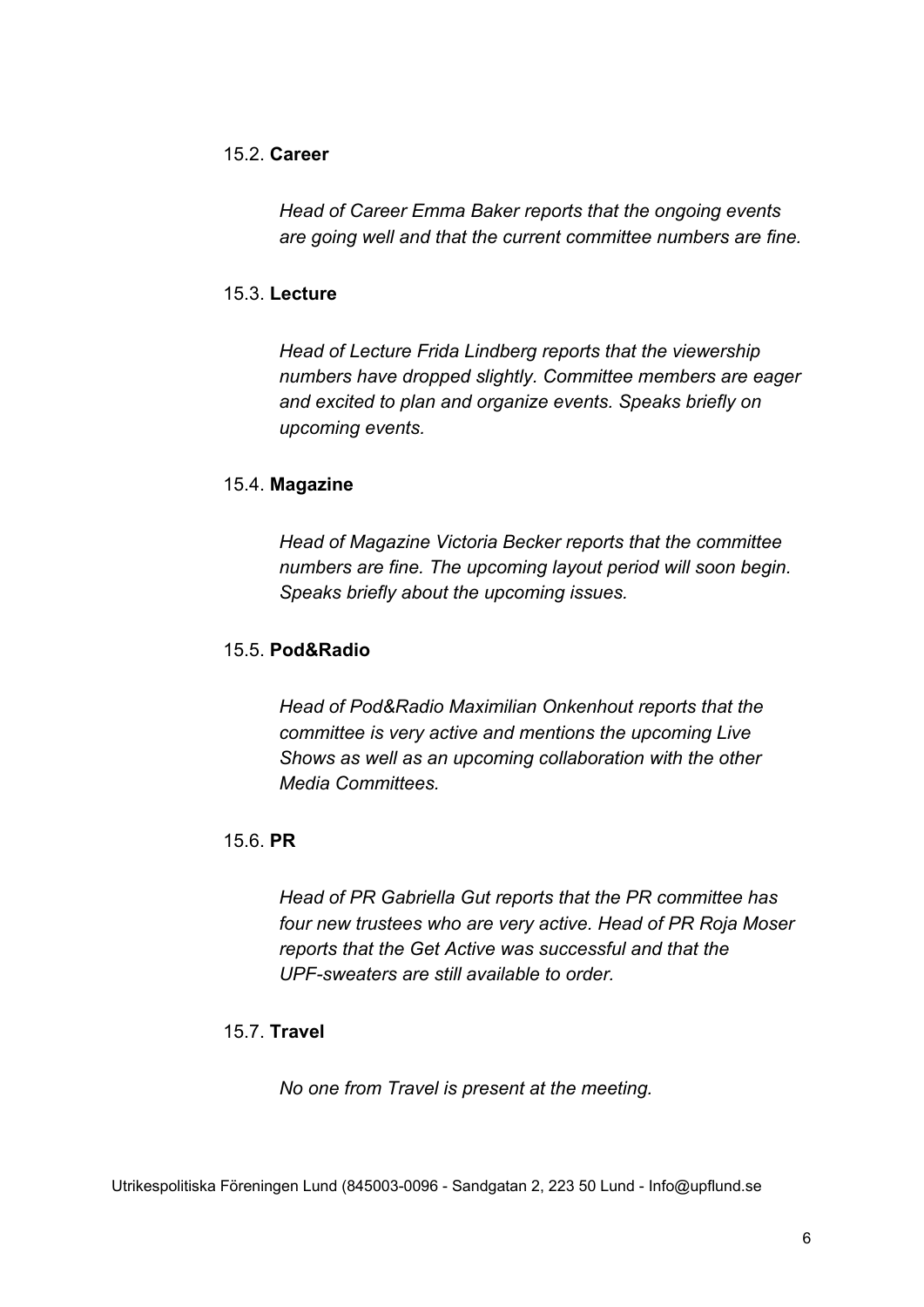15.2. **Career**

*Head of Career Emma Baker reports that the ongoing events are going well and that the current committee numbers are fine.*

15.3. **Lecture**

*Head of Lecture Frida Lindberg reports that the viewership numbers have dropped slightly. Committee members are eager and excited to plan and organize events. Speaks briefly on upcoming events.*

15.4. **Magazine**

*Head of Magazine Victoria Becker reports that the committee numbers are fine. The upcoming layout period will soon begin. Speaks briefly about the upcoming issues.*

15.5. **Pod&Radio**

*Head of Pod&Radio Maximilian Onkenhout reports that the committee is very active and mentions the upcoming Live Shows as well as an upcoming collaboration with the other Media Committees.*

15.6. **PR**

*Head of PR Gabriella Gut reports that the PR committee has four new trustees who are very active. Head of PR Roja Moser reports that the Get Active was successful and that the UPF-sweaters are still available to order.*

15.7. **Travel**

*No one from Travel is present at the meeting.*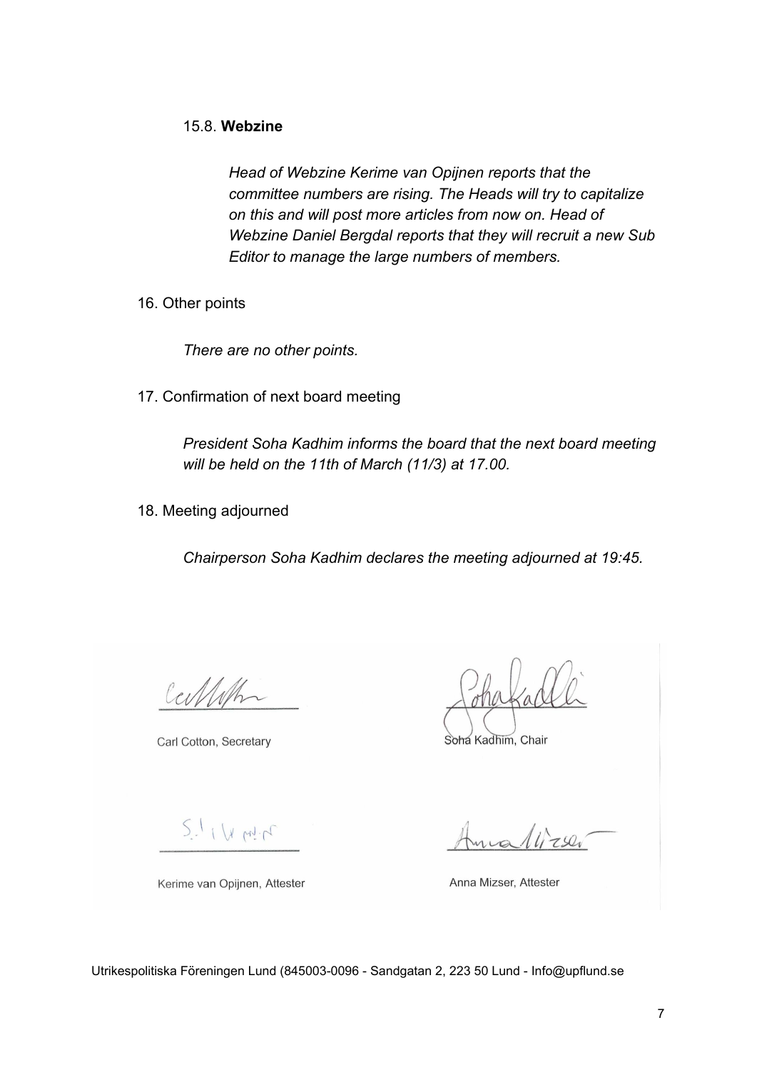15.8. **Webzine**

*Head of Webzine Kerime van Opijnen reports that the committee numbers are rising. The Heads will try to capitalize on this and will post more articles from now on. Head of Webzine Daniel Bergdal reports that they will recruit a new Sub Editor to manage the large numbers of members.*

16. Other points

*There are no other points.*

17. Confirmation of next board meeting

*President Soha Kadhim informs the board that the next board meeting will be held on the 11th of March (11/3) at 17.00.*

18. Meeting adjourned

*Chairperson Soha Kadhim declares the meeting adjourned at 19:45.*

Carl Cotton, Secretary

Soha Kadhim, Chair

Kerime van Opijnen, Attester

Anna Mizser, Attester

Utrikespolitiska Föreningen Lund (845003-0096 - Sandgatan 2, 223 50 Lund - Info@upflund.se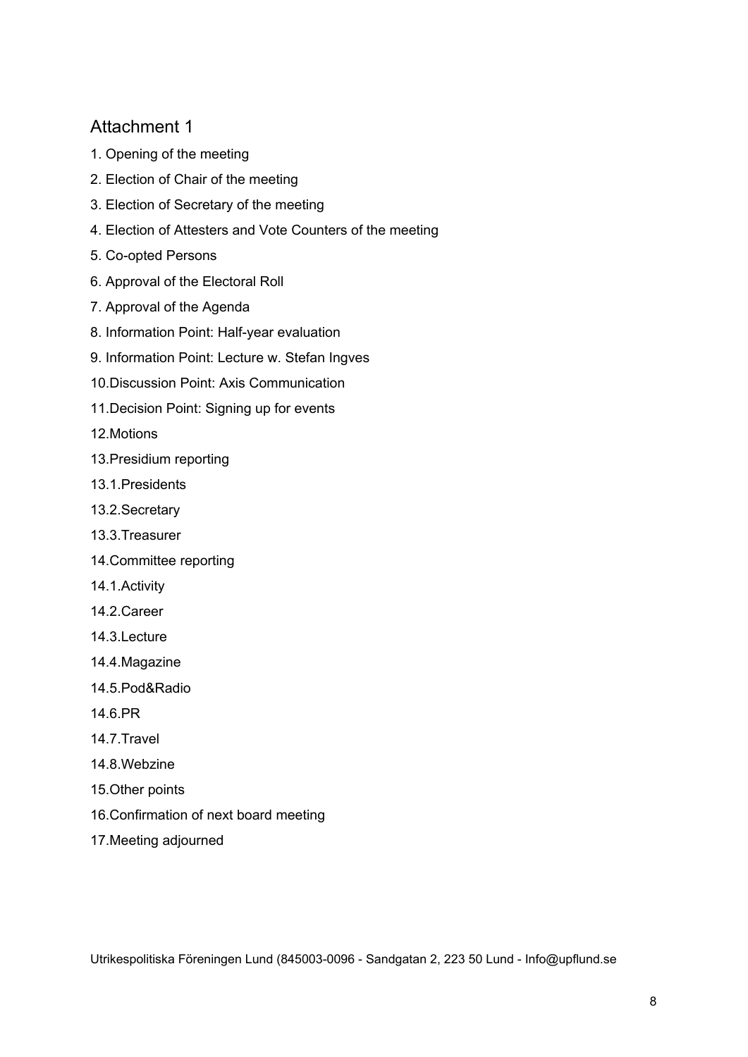## Attachment 1

1. Opening of the meeting

2. Election of Chair of the meeting

3. Election of Secretary of the meeting

4. Election of Attesters and Vote Counters of the meeting

5. Co-opted Persons

6. Approval of the Electoral Roll

7. Approval of the Agenda

8. Information Point: Half-year evaluation

9. Information Point: Lecture w. Stefan Ingves

10.Discussion Point: Axis Communication

11.Decision Point: Signing up for events

12.Motions

13.Presidium reporting

13.1.Presidents

13.2.Secretary

13.3.Treasurer

14.Committee reporting

14.1.Activity

14.2.Career

14.3.Lecture

14.4.Magazine

14.5.Pod&Radio

14.6.PR

14.7.Travel

14.8.Webzine

15.Other points

16.Confirmation of next board meeting

17.Meeting adjourned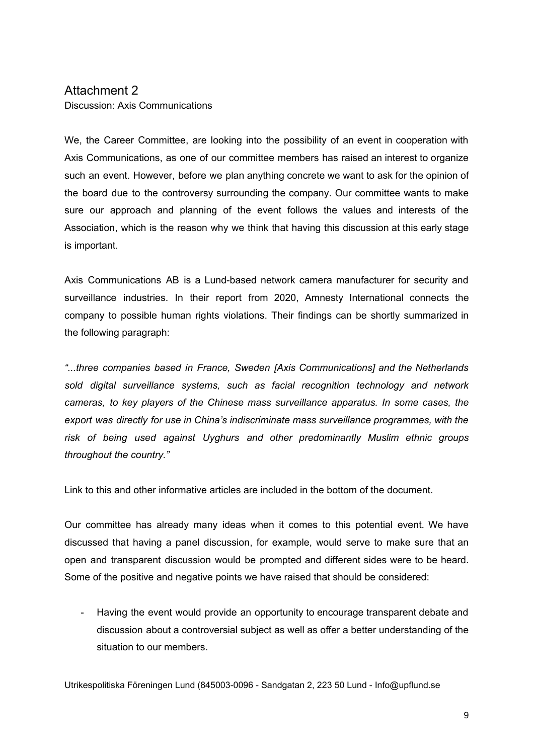## Attachment 2

Discussion: Axis Communications

We, the Career Committee, are looking into the possibility of an event in cooperation with Axis Communications, as one of our committee members has raised an interest to organize such an event. However, before we plan anything concrete we want to ask for the opinion of the board due to the controversy surrounding the company. Our committee wants to make sure our approach and planning of the event follows the values and interests of the Association, which is the reason why we think that having this discussion at this early stage is important.

Axis Communications AB is a Lund-based network camera manufacturer for security and surveillance industries. In their report from 2020, Amnesty International connects the company to possible human rights violations. Their findings can be shortly summarized in the following paragraph:

*"...three companies based in France, Sweden [Axis Communications] and the Netherlands sold digital surveillance systems, such as facial recognition technology and network cameras, to key players of the Chinese mass surveillance apparatus. In some cases, the export was directly for use in China's indiscriminate mass surveillance programmes, with the risk of being used against Uyghurs and other predominantly Muslim ethnic groups throughout the country."*

Link to this and other informative articles are included in the bottom of the document.

Our committee has already many ideas when it comes to this potential event. We have discussed that having a panel discussion, for example, would serve to make sure that an open and transparent discussion would be prompted and different sides were to be heard. Some of the positive and negative points we have raised that should be considered:

- Having the event would provide an opportunity to encourage transparent debate and discussion about a controversial subject as well as offer a better understanding of the situation to our members.

Utrikespolitiska Föreningen Lund (845003-0096 - Sandgatan 2, 223 50 Lund - Info@upflund.se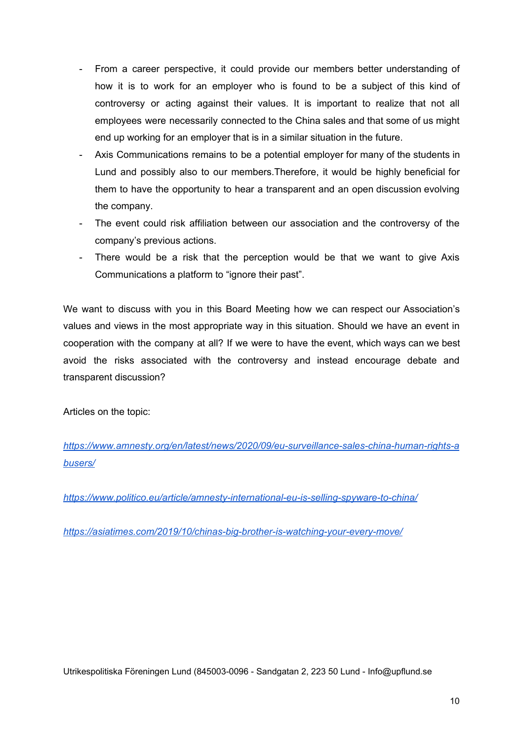- From a career perspective, it could provide our members better understanding of how it is to work for an employer who is found to be a subject of this kind of controversy or acting against their values. It is important to realize that not all employees were necessarily connected to the China sales and that some of us might end up working for an employer that is in a similar situation in the future.
- Axis Communications remains to be a potential employer for many of the students in Lund and possibly also to our members.Therefore, it would be highly beneficial for them to have the opportunity to hear a transparent and an open discussion evolving the company.
- The event could risk affiliation between our association and the controversy of the company's previous actions.
- There would be a risk that the perception would be that we want to give Axis Communications a platform to "ignore their past".

We want to discuss with you in this Board Meeting how we can respect our Association's values and views in the most appropriate way in this situation. Should we have an event in cooperation with the company at all? If we were to have the event, which ways can we best avoid the risks associated with the controversy and instead encourage debate and transparent discussion?

Articles on the topic:

*https://www.amnesty.org/en/latest/news/2020/09/eu-surveillance-sales-china-human-rights-abusers/*

*https://www.politico.eu/article/amnesty-international-eu-is-selling-spyware-to-china/*

*https://asiatimes.com/2019/10/chinas-big-brother-is-watching-your-every-move/*

Utrikespolitiska Föreningen Lund (845003-0096 - Sandgatan 2, 223 50 Lund - Info@upflund.se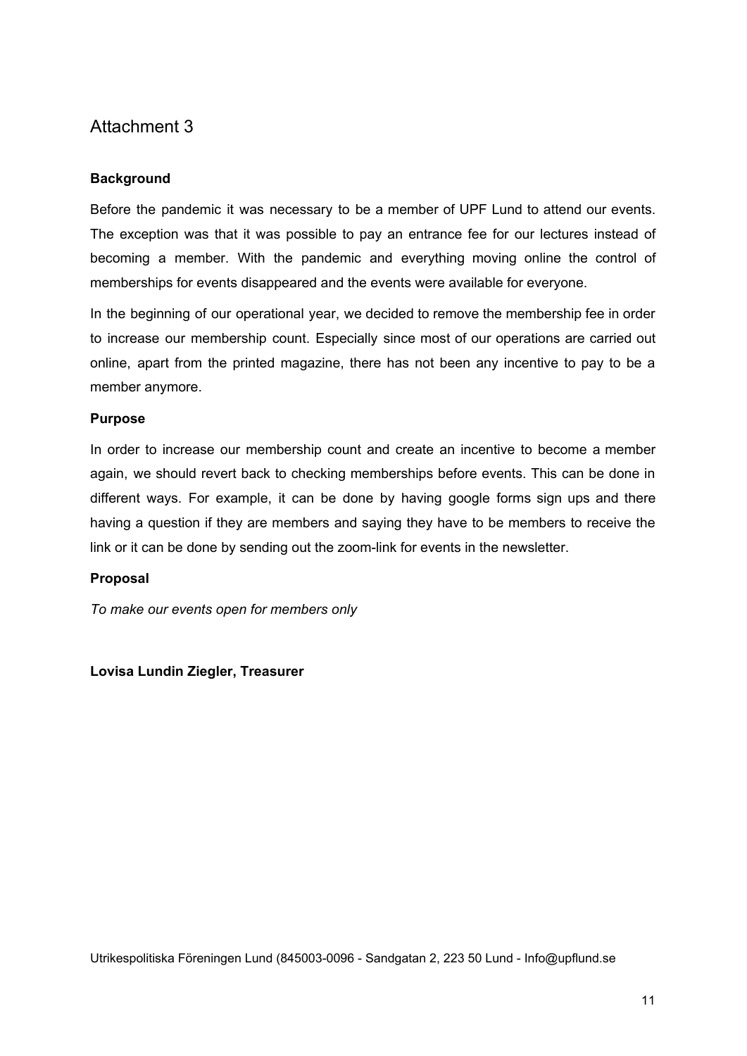# Attachment 3

**Background**

Before the pandemic it was necessary to be a member of UPF Lund to attend our events. The exception was that it was possible to pay an entrance fee for our lectures instead of becoming a member. With the pandemic and everything moving online the control of memberships for events disappeared and the events were available for everyone.

In the beginning of our operational year, we decided to remove the membership fee in order to increase our membership count. Especially since most of our operations are carried out online, apart from the printed magazine, there has not been any incentive to pay to be a member anymore.

**Purpose**

In order to increase our membership count and create an incentive to become a member again, we should revert back to checking memberships before events. This can be done in different ways. For example, it can be done by having google forms sign ups and there having a question if they are members and saying they have to be members to receive the link or it can be done by sending out the zoom-link for events in the newsletter.

**Proposal**

*To make our events open for members only*

**Lovisa Lundin Ziegler, Treasurer**

Utrikespolitiska Föreningen Lund (845003-0096 - Sandgatan 2, 223 50 Lund - Info@upflund.se